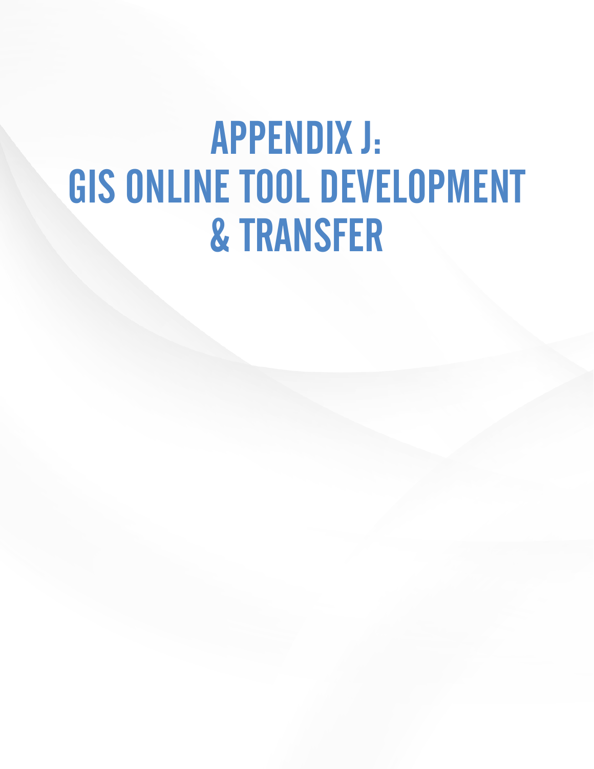# APPENDIX J: GIS ONLINE TOOL DEVELOPMENT & TRANSFER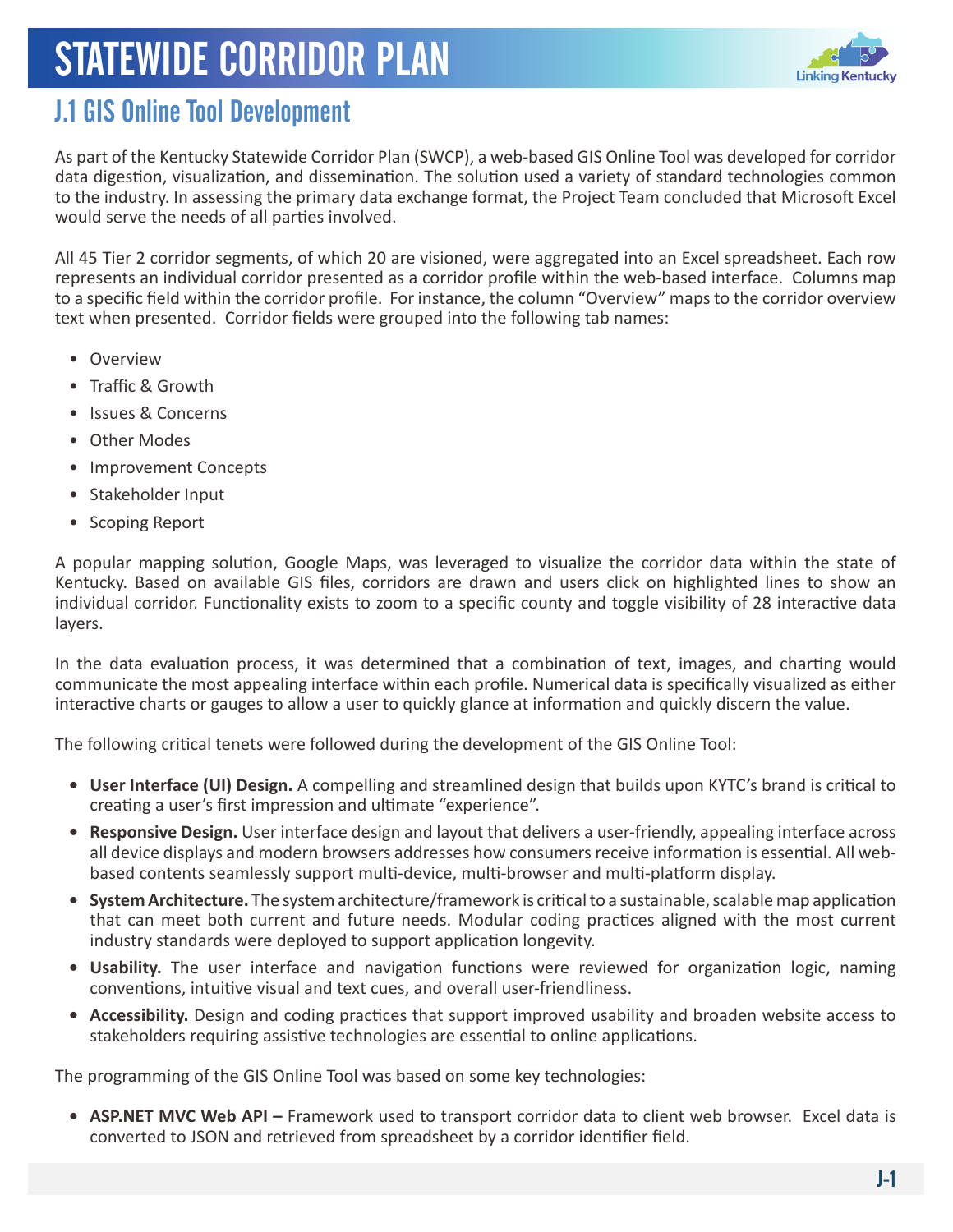# STATEWIDE CORRIDOR PLAN

## J.1 GIS Online Tool Development

As part of the Kentucky Statewide Corridor Plan (SWCP), a web-based GIS Online Tool was developed for corridor data digestion, visualization, and dissemination. The solution used a variety of standard technologies common to the industry. In assessing the primary data exchange format, the Project Team concluded that Microsoft Excel would serve the needs of all parties involved.

All 45 Tier 2 corridor segments, of which 20 are visioned, were aggregated into an Excel spreadsheet. Each row represents an individual corridor presented as a corridor profile within the web-based interface. Columns map to a specific field within the corridor profile. For instance, the column "Overview" maps to the corridor overview text when presented. Corridor fields were grouped into the following tab names:

- Overview
- Traffic & Growth
- Issues & Concerns
- Other Modes
- Improvement Concepts
- Stakeholder Input
- Scoping Report

A popular mapping solution, Google Maps, was leveraged to visualize the corridor data within the state of Kentucky. Based on available GIS files, corridors are drawn and users click on highlighted lines to show an individual corridor. Functionality exists to zoom to a specific county and toggle visibility of 28 interactive data layers.

In the data evaluation process, it was determined that a combination of text, images, and charting would communicate the most appealing interface within each profile. Numerical data is specifically visualized as either interactive charts or gauges to allow a user to quickly glance at information and quickly discern the value.

The following critical tenets were followed during the development of the GIS Online Tool:

- **User Interface (UI) Design.** A compelling and streamlined design that builds upon KYTC's brand is critical to creating a user's first impression and ultimate "experience".
- **Responsive Design.** User interface design and layout that delivers a user-friendly, appealing interface across all device displays and modern browsers addresses how consumers receive information is essential. All web-based contents seamlessly support multi-device, multi-browser and multi-platform display.
- **System Architecture.** The system architecture/framework is critical to a sustainable, scalable map application that can meet both current and future needs. Modular coding practices aligned with the most current industry standards were deployed to support application longevity.
- **Usability.** The user interface and navigation functions were reviewed for organization logic, naming conventions, intuitive visual and text cues, and overall user-friendliness.
- **Accessibility.** Design and coding practices that support improved usability and broaden website access to stakeholders requiring assistive technologies are essential to online applications.

The programming of the GIS Online Tool was based on some key technologies:

- **ASP.NET MVC Web API –** Framework used to transport corridor data to client web browser. Excel data is converted to JSON and retrieved from spreadsheet by a corridor identifier field.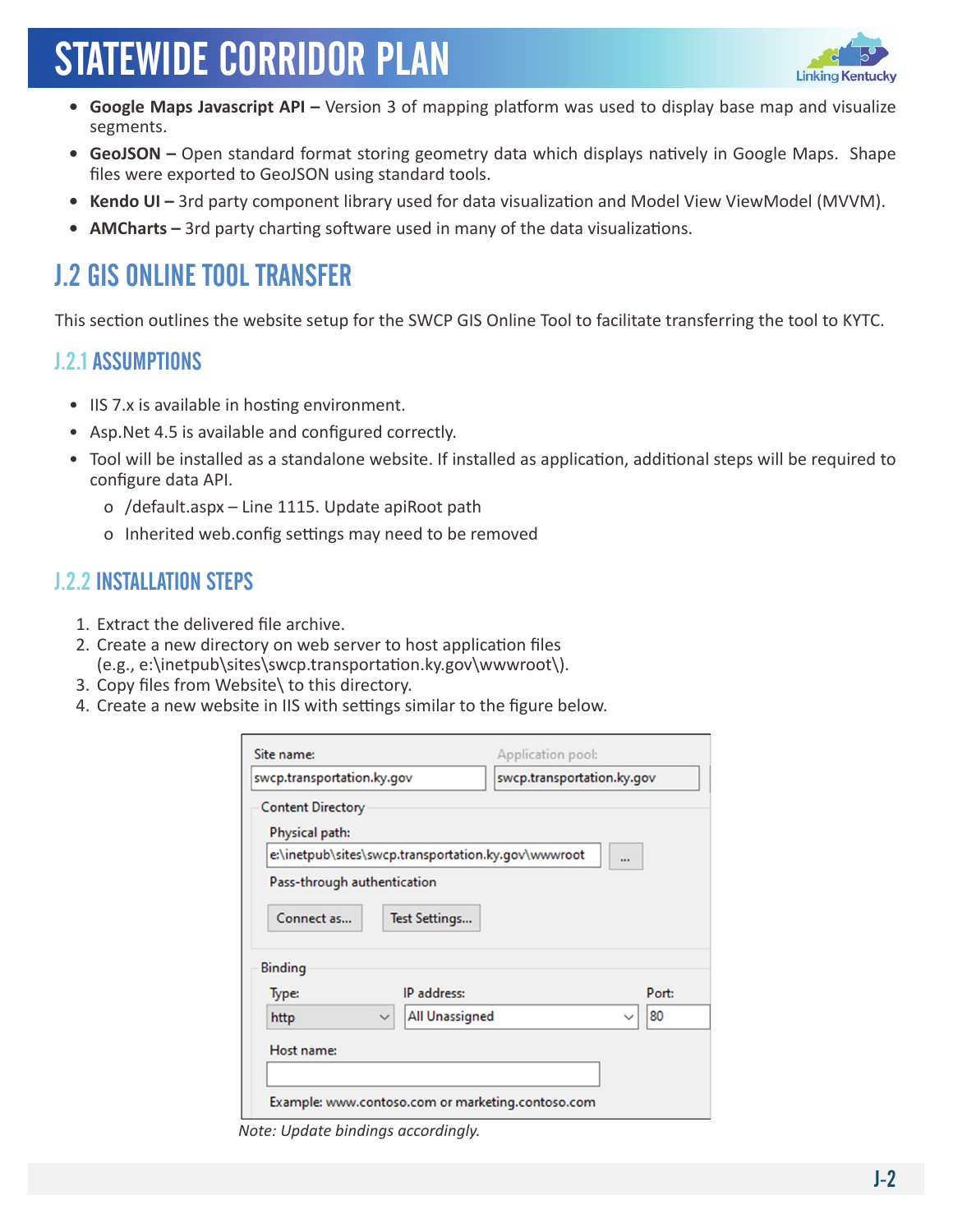- **Google Maps Javascript API –** Version 3 of mapping platform was used to display base map and visualize segments.
- **GeoJSON –** Open standard format storing geometry data which displays natively in Google Maps. Shape files were exported to GeoJSON using standard tools.
- **Kendo UI –** 3rd party component library used for data visualization and Model View ViewModel (MVVM).
- **AMCharts –** 3rd party charting software used in many of the data visualizations.

## J.2 GIS ONLINE TOOL TRANSFER

This section outlines the website setup for the SWCP GIS Online Tool to facilitate transferring the tool to KYTC.

### J.2.1 ASSUMPTIONS

- IIS 7.x is available in hosting environment.
- Asp.Net 4.5 is available and configured correctly.
- Tool will be installed as a standalone website. If installed as application, additional steps will be required to configure data API.
  - /default.aspx – Line 1115. Update apiRoot path
  - Inherited web.config settings may need to be removed

### J.2.2 INSTALLATION STEPS

1. Extract the delivered file archive.
2. Create a new directory on web server to host application files (e.g., e:\inetpub\sites\swcp.transportation.ky.gov\wwwroot\).
3. Copy files from Website\ to this directory.
4. Create a new website in IIS with settings similar to the figure below.

*Note: Update bindings accordingly.*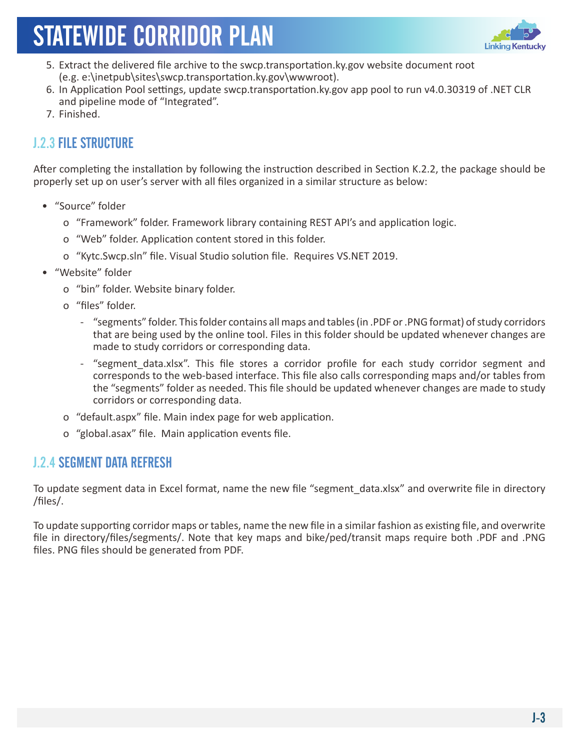5. Extract the delivered file archive to the swcp.transportation.ky.gov website document root (e.g. e:\inetpub\sites\swcp.transportation.ky.gov\wwwroot).
6. In Application Pool settings, update swcp.transportation.ky.gov app pool to run v4.0.30319 of .NET CLR and pipeline mode of "Integrated".
7. Finished.

### J.2.3 FILE STRUCTURE

After completing the installation by following the instruction described in Section K.2.2, the package should be properly set up on user's server with all files organized in a similar structure as below:

- "Source" folder
  - "Framework" folder. Framework library containing REST API's and application logic.
  - "Web" folder. Application content stored in this folder.
  - "Kytc.Swcp.sln" file. Visual Studio solution file. Requires VS.NET 2019.
- "Website" folder
  - "bin" folder. Website binary folder.
  - "files" folder.
    - "segments" folder. This folder contains all maps and tables (in .PDF or .PNG format) of study corridors that are being used by the online tool. Files in this folder should be updated whenever changes are made to study corridors or corresponding data.
    - "segment_data.xlsx". This file stores a corridor profile for each study corridor segment and corresponds to the web-based interface. This file also calls corresponding maps and/or tables from the "segments" folder as needed. This file should be updated whenever changes are made to study corridors or corresponding data.
  - "default.aspx" file. Main index page for web application.
  - "global.asax" file. Main application events file.

### J.2.4 SEGMENT DATA REFRESH

To update segment data in Excel format, name the new file "segment_data.xlsx" and overwrite file in directory /files/.

To update supporting corridor maps or tables, name the new file in a similar fashion as existing file, and overwrite file in directory/files/segments/. Note that key maps and bike/ped/transit maps require both .PDF and .PNG files. PNG files should be generated from PDF.